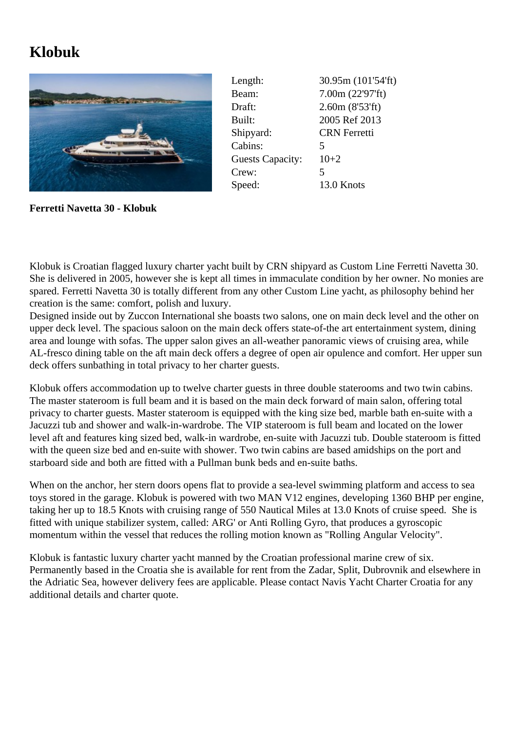# Klobuk

| | |
|---|---|
| Length: | 30.95m (101'54'ft) |
| Beam: | 7.00m (22'97'ft) |
| Draft: | 2.60m (8'53'ft) |
| Built: | 2005 Ref 2013 |
| Shipyard: | CRN Ferretti |
| Cabins: | 5 |
| Guests Capacity: | 10+2 |
| Crew: | 5 |
| Speed: | 13.0 Knots |

**Ferretti Navetta 30 - Klobuk**

Klobuk is Croatian flagged luxury charter yacht built by CRN shipyard as Custom Line Ferretti Navetta 30. She is delivered in 2005, however she is kept all times in immaculate condition by her owner. No monies are spared. Ferretti Navetta 30 is totally different from any other Custom Line yacht, as philosophy behind her creation is the same: comfort, polish and luxury.
Designed inside out by Zuccon International she boasts two salons, one on main deck level and the other on upper deck level. The spacious saloon on the main deck offers state-of-the art entertainment system, dining area and lounge with sofas. The upper salon gives an all-weather panoramic views of cruising area, while AL-fresco dining table on the aft main deck offers a degree of open air opulence and comfort. Her upper sun deck offers sunbathing in total privacy to her charter guests.

Klobuk offers accommodation up to twelve charter guests in three double staterooms and two twin cabins. The master stateroom is full beam and it is based on the main deck forward of main salon, offering total privacy to charter guests. Master stateroom is equipped with the king size bed, marble bath en-suite with a Jacuzzi tub and shower and walk-in-wardrobe. The VIP stateroom is full beam and located on the lower level aft and features king sized bed, walk-in wardrobe, en-suite with Jacuzzi tub. Double stateroom is fitted with the queen size bed and en-suite with shower. Two twin cabins are based amidships on the port and starboard side and both are fitted with a Pullman bunk beds and en-suite baths.

When on the anchor, her stern doors opens flat to provide a sea-level swimming platform and access to sea toys stored in the garage. Klobuk is powered with two MAN V12 engines, developing 1360 BHP per engine, taking her up to 18.5 Knots with cruising range of 550 Nautical Miles at 13.0 Knots of cruise speed. She is fitted with unique stabilizer system, called: ARG' or Anti Rolling Gyro, that produces a gyroscopic momentum within the vessel that reduces the rolling motion known as "Rolling Angular Velocity".

Klobuk is fantastic luxury charter yacht manned by the Croatian professional marine crew of six. Permanently based in the Croatia she is available for rent from the Zadar, Split, Dubrovnik and elsewhere in the Adriatic Sea, however delivery fees are applicable. Please contact Navis Yacht Charter Croatia for any additional details and charter quote.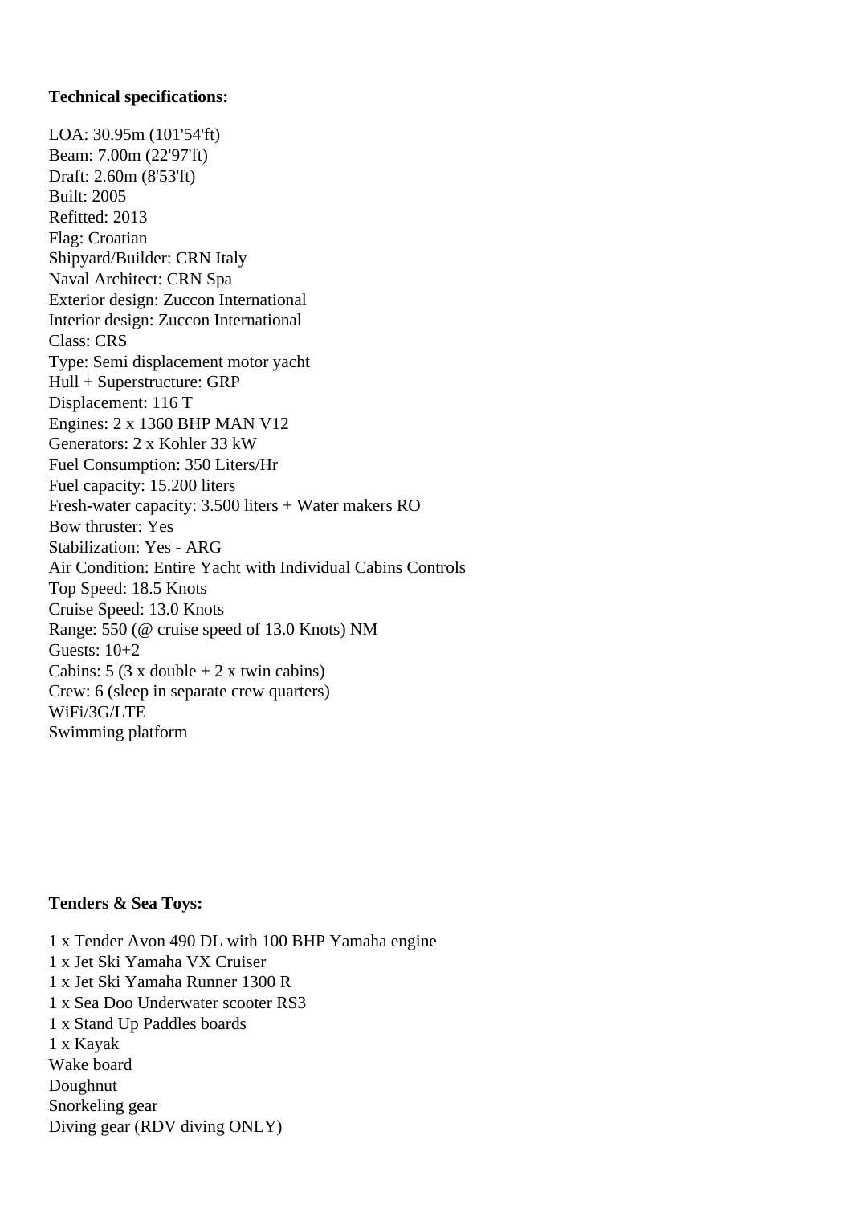**Technical specifications:**

LOA: 30.95m (101'54'ft)
Beam: 7.00m (22'97'ft)
Draft: 2.60m (8'53'ft)
Built: 2005
Refitted: 2013
Flag: Croatian
Shipyard/Builder: CRN Italy
Naval Architect: CRN Spa
Exterior design: Zuccon International
Interior design: Zuccon International
Class: CRS
Type: Semi displacement motor yacht
Hull + Superstructure: GRP
Displacement: 116 T
Engines: 2 x 1360 BHP MAN V12
Generators: 2 x Kohler 33 kW
Fuel Consumption: 350 Liters/Hr
Fuel capacity: 15.200 liters
Fresh-water capacity: 3.500 liters + Water makers RO
Bow thruster: Yes
Stabilization: Yes - ARG
Air Condition: Entire Yacht with Individual Cabins Controls
Top Speed: 18.5 Knots
Cruise Speed: 13.0 Knots
Range: 550 (@ cruise speed of 13.0 Knots) NM
Guests: 10+2
Cabins: 5 (3 x double + 2 x twin cabins)
Crew: 6 (sleep in separate crew quarters)
WiFi/3G/LTE
Swimming platform

**Tenders & Sea Toys:**

1 x Tender Avon 490 DL with 100 BHP Yamaha engine
1 x Jet Ski Yamaha VX Cruiser
1 x Jet Ski Yamaha Runner 1300 R
1 x Sea Doo Underwater scooter RS3
1 x Stand Up Paddles boards
1 x Kayak
Wake board
Doughnut
Snorkeling gear
Diving gear (RDV diving ONLY)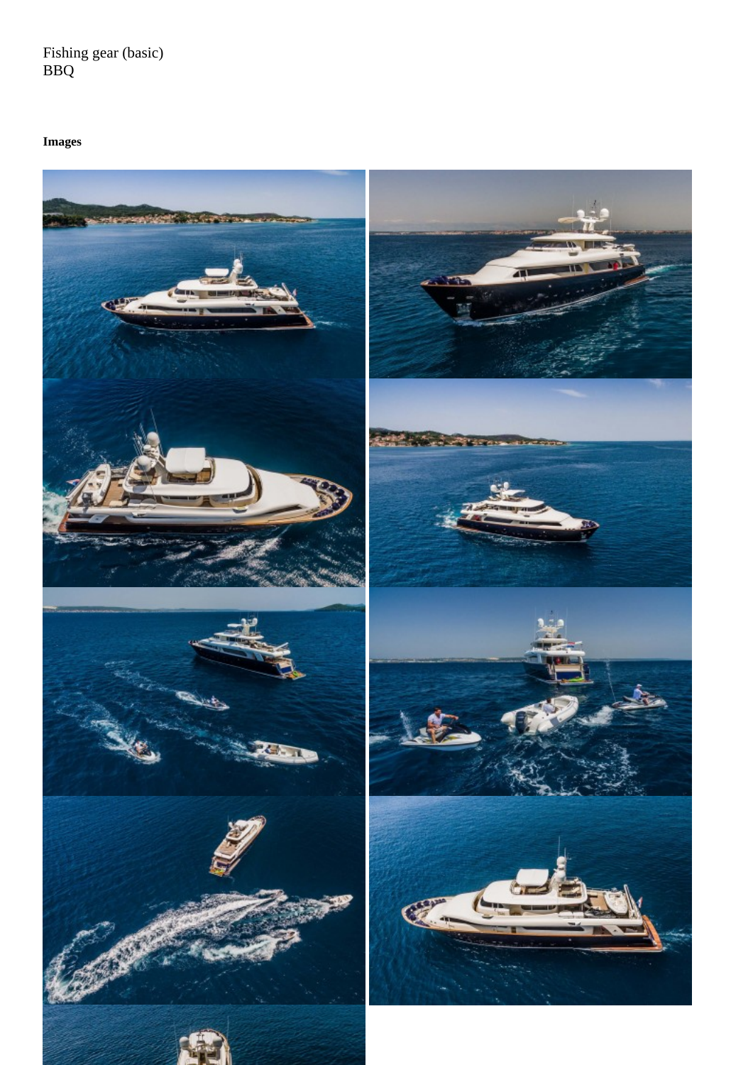Fishing gear (basic)
BBQ

**Images**